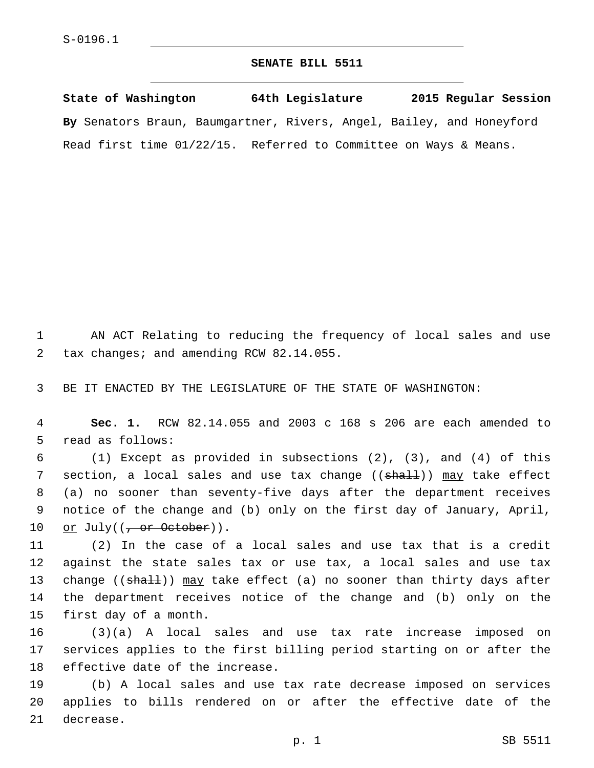S-0196.1

# SENATE BILL 5511

**State of Washington 64th Legislature 2015 Regular Session**

**By** Senators Braun, Baumgartner, Rivers, Angel, Bailey, and Honeyford

Read first time 01/22/15. Referred to Committee on Ways & Means.

AN ACT Relating to reducing the frequency of local sales and use tax changes; and amending RCW 82.14.055.

BE IT ENACTED BY THE LEGISLATURE OF THE STATE OF WASHINGTON:

**Sec. 1.** RCW 82.14.055 and 2003 c 168 s 206 are each amended to read as follows:

(1) Except as provided in subsections (2), (3), and (4) of this section, a local sales and use tax change ((~~shall~~)) <u>may</u> take effect (a) no sooner than seventy-five days after the department receives notice of the change and (b) only on the first day of January, April, <u>or</u> July((~~, or October~~)).

(2) In the case of a local sales and use tax that is a credit against the state sales tax or use tax, a local sales and use tax change ((~~shall~~)) <u>may</u> take effect (a) no sooner than thirty days after the department receives notice of the change and (b) only on the first day of a month.

(3)(a) A local sales and use tax rate increase imposed on services applies to the first billing period starting on or after the effective date of the increase.

(b) A local sales and use tax rate decrease imposed on services applies to bills rendered on or after the effective date of the decrease.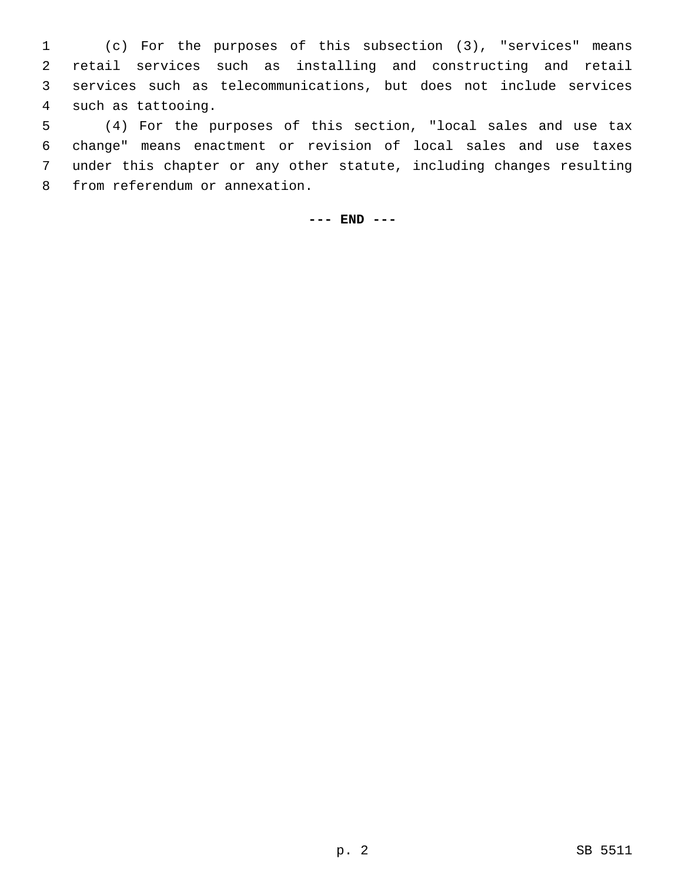(c) For the purposes of this subsection (3), "services" means retail services such as installing and constructing and retail services such as telecommunications, but does not include services such as tattooing.

(4) For the purposes of this section, "local sales and use tax change" means enactment or revision of local sales and use taxes under this chapter or any other statute, including changes resulting from referendum or annexation.

**--- END ---**